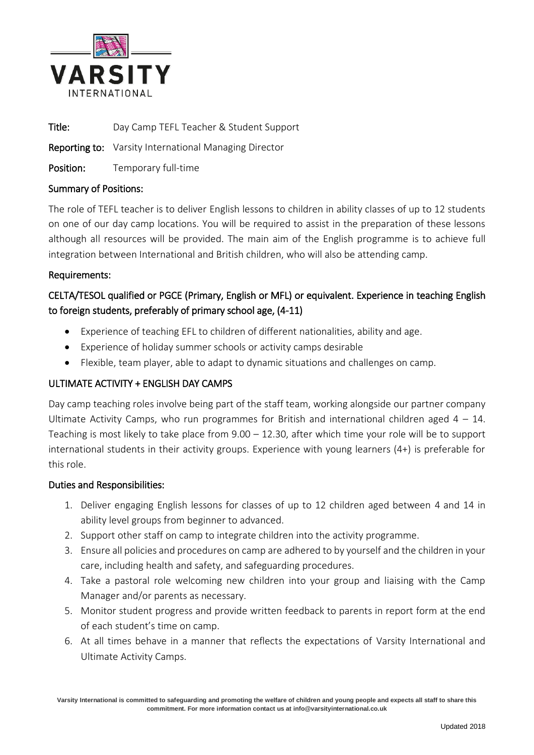VARSITY INTERNATIONAL

**Title:** Day Camp TEFL Teacher & Student Support

**Reporting to:** Varsity International Managing Director

**Position:** Temporary full-time

## Summary of Positions:

The role of TEFL teacher is to deliver English lessons to children in ability classes of up to 12 students on one of our day camp locations. You will be required to assist in the preparation of these lessons although all resources will be provided. The main aim of the English programme is to achieve full integration between International and British children, who will also be attending camp.

## Requirements:

### CELTA/TESOL qualified or PGCE (Primary, English or MFL) or equivalent. Experience in teaching English to foreign students, preferably of primary school age, (4-11)

- Experience of teaching EFL to children of different nationalities, ability and age.
- Experience of holiday summer schools or activity camps desirable
- Flexible, team player, able to adapt to dynamic situations and challenges on camp.

## ULTIMATE ACTIVITY + ENGLISH DAY CAMPS

Day camp teaching roles involve being part of the staff team, working alongside our partner company Ultimate Activity Camps, who run programmes for British and international children aged 4 – 14. Teaching is most likely to take place from 9.00 – 12.30, after which time your role will be to support international students in their activity groups. Experience with young learners (4+) is preferable for this role.

## Duties and Responsibilities:

1. Deliver engaging English lessons for classes of up to 12 children aged between 4 and 14 in ability level groups from beginner to advanced.
2. Support other staff on camp to integrate children into the activity programme.
3. Ensure all policies and procedures on camp are adhered to by yourself and the children in your care, including health and safety, and safeguarding procedures.
4. Take a pastoral role welcoming new children into your group and liaising with the Camp Manager and/or parents as necessary.
5. Monitor student progress and provide written feedback to parents in report form at the end of each student's time on camp.
6. At all times behave in a manner that reflects the expectations of Varsity International and Ultimate Activity Camps.

**Varsity International is committed to safeguarding and promoting the welfare of children and young people and expects all staff to share this commitment. For more information contact us at info@varsityinternational.co.uk**

Updated 2018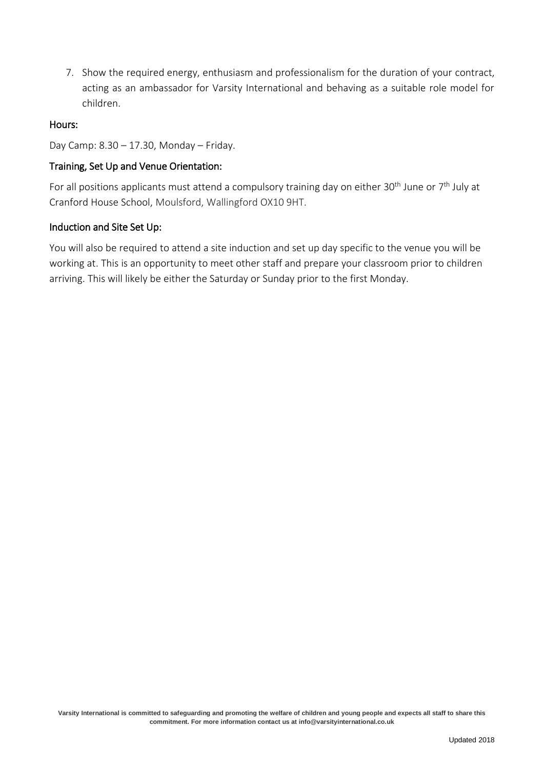7. Show the required energy, enthusiasm and professionalism for the duration of your contract, acting as an ambassador for Varsity International and behaving as a suitable role model for children.

### Hours:

Day Camp: 8.30 – 17.30, Monday – Friday.

### Training, Set Up and Venue Orientation:

For all positions applicants must attend a compulsory training day on either 30th June or 7th July at Cranford House School, Moulsford, Wallingford OX10 9HT.

### Induction and Site Set Up:

You will also be required to attend a site induction and set up day specific to the venue you will be working at. This is an opportunity to meet other staff and prepare your classroom prior to children arriving. This will likely be either the Saturday or Sunday prior to the first Monday.

**Varsity International is committed to safeguarding and promoting the welfare of children and young people and expects all staff to share this commitment. For more information contact us at info@varsityinternational.co.uk**

Updated 2018